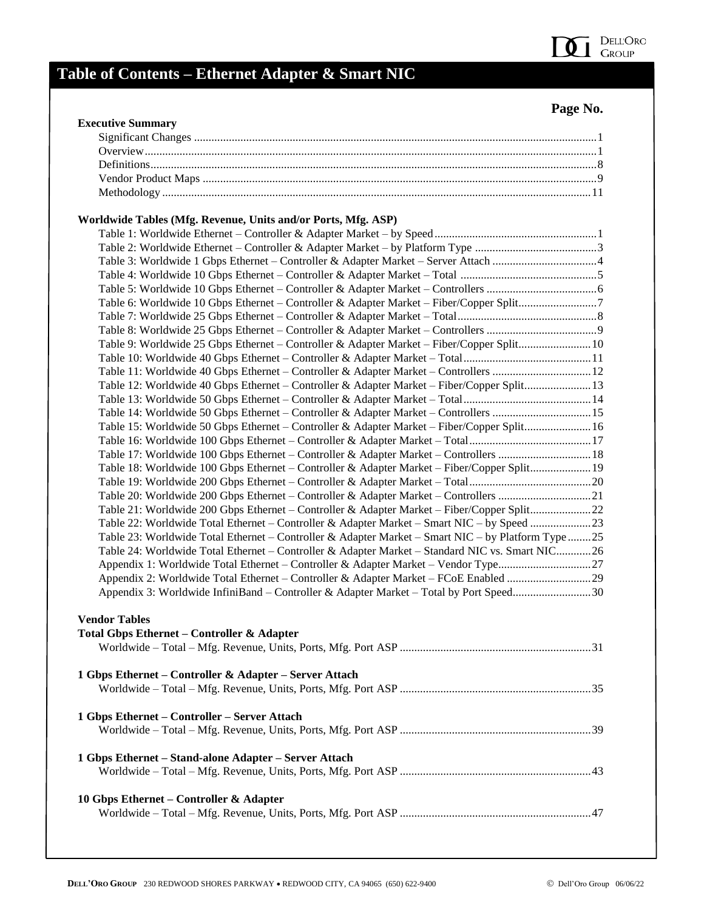# Table of Contents – Ethernet Adapter & Smart NIC

| | Page No. |
|---|---|
| **Executive Summary** | |
| Significant Changes | 1 |
| Overview | 1 |
| Definitions | 8 |
| Vendor Product Maps | 9 |
| Methodology | 11 |
| **Worldwide Tables (Mfg. Revenue, Units and/or Ports, Mfg. ASP)** | |
| Table 1: Worldwide Ethernet – Controller & Adapter Market – by Speed | 1 |
| Table 2: Worldwide Ethernet – Controller & Adapter Market – by Platform Type | 3 |
| Table 3: Worldwide 1 Gbps Ethernet – Controller & Adapter Market – Server Attach | 4 |
| Table 4: Worldwide 10 Gbps Ethernet – Controller & Adapter Market – Total | 5 |
| Table 5: Worldwide 10 Gbps Ethernet – Controller & Adapter Market – Controllers | 6 |
| Table 6: Worldwide 10 Gbps Ethernet – Controller & Adapter Market – Fiber/Copper Split | 7 |
| Table 7: Worldwide 25 Gbps Ethernet – Controller & Adapter Market – Total | 8 |
| Table 8: Worldwide 25 Gbps Ethernet – Controller & Adapter Market – Controllers | 9 |
| Table 9: Worldwide 25 Gbps Ethernet – Controller & Adapter Market – Fiber/Copper Split | 10 |
| Table 10: Worldwide 40 Gbps Ethernet – Controller & Adapter Market – Total | 11 |
| Table 11: Worldwide 40 Gbps Ethernet – Controller & Adapter Market – Controllers | 12 |
| Table 12: Worldwide 40 Gbps Ethernet – Controller & Adapter Market – Fiber/Copper Split | 13 |
| Table 13: Worldwide 50 Gbps Ethernet – Controller & Adapter Market – Total | 14 |
| Table 14: Worldwide 50 Gbps Ethernet – Controller & Adapter Market – Controllers | 15 |
| Table 15: Worldwide 50 Gbps Ethernet – Controller & Adapter Market – Fiber/Copper Split | 16 |
| Table 16: Worldwide 100 Gbps Ethernet – Controller & Adapter Market – Total | 17 |
| Table 17: Worldwide 100 Gbps Ethernet – Controller & Adapter Market – Controllers | 18 |
| Table 18: Worldwide 100 Gbps Ethernet – Controller & Adapter Market – Fiber/Copper Split | 19 |
| Table 19: Worldwide 200 Gbps Ethernet – Controller & Adapter Market – Total | 20 |
| Table 20: Worldwide 200 Gbps Ethernet – Controller & Adapter Market – Controllers | 21 |
| Table 21: Worldwide 200 Gbps Ethernet – Controller & Adapter Market – Fiber/Copper Split | 22 |
| Table 22: Worldwide Total Ethernet – Controller & Adapter Market – Smart NIC – by Speed | 23 |
| Table 23: Worldwide Total Ethernet – Controller & Adapter Market – Smart NIC – by Platform Type | 25 |
| Table 24: Worldwide Total Ethernet – Controller & Adapter Market – Standard NIC vs. Smart NIC | 26 |
| Appendix 1: Worldwide Total Ethernet – Controller & Adapter Market – Vendor Type | 27 |
| Appendix 2: Worldwide Total Ethernet – Controller & Adapter Market – FCoE Enabled | 29 |
| Appendix 3: Worldwide InfiniBand – Controller & Adapter Market – Total by Port Speed | 30 |
| **Vendor Tables** | |
| **Total Gbps Ethernet – Controller & Adapter** | |
| Worldwide – Total – Mfg. Revenue, Units, Ports, Mfg. Port ASP | 31 |
| **1 Gbps Ethernet – Controller & Adapter – Server Attach** | |
| Worldwide – Total – Mfg. Revenue, Units, Ports, Mfg. Port ASP | 35 |
| **1 Gbps Ethernet – Controller – Server Attach** | |
| Worldwide – Total – Mfg. Revenue, Units, Ports, Mfg. Port ASP | 39 |
| **1 Gbps Ethernet – Stand-alone Adapter – Server Attach** | |
| Worldwide – Total – Mfg. Revenue, Units, Ports, Mfg. Port ASP | 43 |
| **10 Gbps Ethernet – Controller & Adapter** | |
| Worldwide – Total – Mfg. Revenue, Units, Ports, Mfg. Port ASP | 47 |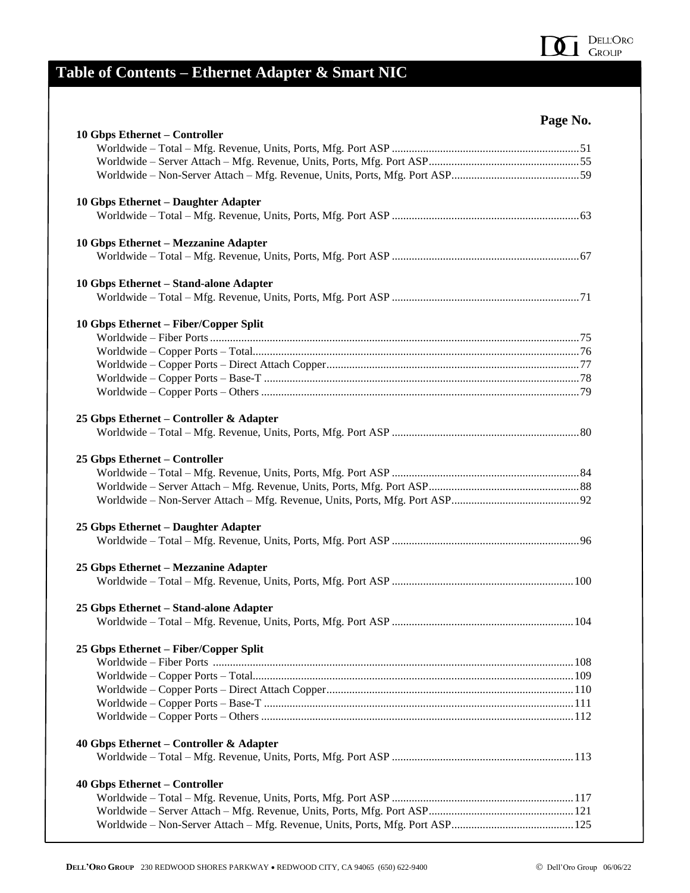# Table of Contents – Ethernet Adapter & Smart NIC

| | Page No. |
|---|---|
| **10 Gbps Ethernet – Controller** | |
| Worldwide – Total – Mfg. Revenue, Units, Ports, Mfg. Port ASP | 51 |
| Worldwide – Server Attach – Mfg. Revenue, Units, Ports, Mfg. Port ASP | 55 |
| Worldwide – Non-Server Attach – Mfg. Revenue, Units, Ports, Mfg. Port ASP | 59 |
| **10 Gbps Ethernet – Daughter Adapter** | |
| Worldwide – Total – Mfg. Revenue, Units, Ports, Mfg. Port ASP | 63 |
| **10 Gbps Ethernet – Mezzanine Adapter** | |
| Worldwide – Total – Mfg. Revenue, Units, Ports, Mfg. Port ASP | 67 |
| **10 Gbps Ethernet – Stand-alone Adapter** | |
| Worldwide – Total – Mfg. Revenue, Units, Ports, Mfg. Port ASP | 71 |
| **10 Gbps Ethernet – Fiber/Copper Split** | |
| Worldwide – Fiber Ports | 75 |
| Worldwide – Copper Ports – Total | 76 |
| Worldwide – Copper Ports – Direct Attach Copper | 77 |
| Worldwide – Copper Ports – Base-T | 78 |
| Worldwide – Copper Ports – Others | 79 |
| **25 Gbps Ethernet – Controller & Adapter** | |
| Worldwide – Total – Mfg. Revenue, Units, Ports, Mfg. Port ASP | 80 |
| **25 Gbps Ethernet – Controller** | |
| Worldwide – Total – Mfg. Revenue, Units, Ports, Mfg. Port ASP | 84 |
| Worldwide – Server Attach – Mfg. Revenue, Units, Ports, Mfg. Port ASP | 88 |
| Worldwide – Non-Server Attach – Mfg. Revenue, Units, Ports, Mfg. Port ASP | 92 |
| **25 Gbps Ethernet – Daughter Adapter** | |
| Worldwide – Total – Mfg. Revenue, Units, Ports, Mfg. Port ASP | 96 |
| **25 Gbps Ethernet – Mezzanine Adapter** | |
| Worldwide – Total – Mfg. Revenue, Units, Ports, Mfg. Port ASP | 100 |
| **25 Gbps Ethernet – Stand-alone Adapter** | |
| Worldwide – Total – Mfg. Revenue, Units, Ports, Mfg. Port ASP | 104 |
| **25 Gbps Ethernet – Fiber/Copper Split** | |
| Worldwide – Fiber Ports | 108 |
| Worldwide – Copper Ports – Total | 109 |
| Worldwide – Copper Ports – Direct Attach Copper | 110 |
| Worldwide – Copper Ports – Base-T | 111 |
| Worldwide – Copper Ports – Others | 112 |
| **40 Gbps Ethernet – Controller & Adapter** | |
| Worldwide – Total – Mfg. Revenue, Units, Ports, Mfg. Port ASP | 113 |
| **40 Gbps Ethernet – Controller** | |
| Worldwide – Total – Mfg. Revenue, Units, Ports, Mfg. Port ASP | 117 |
| Worldwide – Server Attach – Mfg. Revenue, Units, Ports, Mfg. Port ASP | 121 |
| Worldwide – Non-Server Attach – Mfg. Revenue, Units, Ports, Mfg. Port ASP | 125 |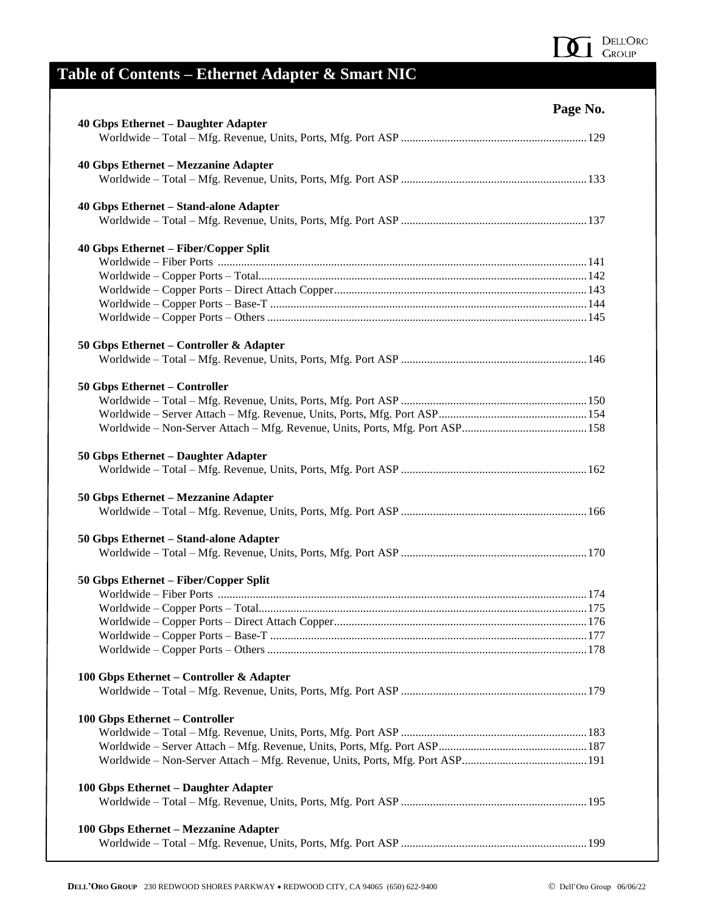# Table of Contents – Ethernet Adapter & Smart NIC

**Page No.**

**40 Gbps Ethernet – Daughter Adapter**
- Worldwide – Total – Mfg. Revenue, Units, Ports, Mfg. Port ASP ............ 129

**40 Gbps Ethernet – Mezzanine Adapter**
- Worldwide – Total – Mfg. Revenue, Units, Ports, Mfg. Port ASP ............ 133

**40 Gbps Ethernet – Stand-alone Adapter**
- Worldwide – Total – Mfg. Revenue, Units, Ports, Mfg. Port ASP ............ 137

**40 Gbps Ethernet – Fiber/Copper Split**
- Worldwide – Fiber Ports ............ 141
- Worldwide – Copper Ports – Total ............ 142
- Worldwide – Copper Ports – Direct Attach Copper ............ 143
- Worldwide – Copper Ports – Base-T ............ 144
- Worldwide – Copper Ports – Others ............ 145

**50 Gbps Ethernet – Controller & Adapter**
- Worldwide – Total – Mfg. Revenue, Units, Ports, Mfg. Port ASP ............ 146

**50 Gbps Ethernet – Controller**
- Worldwide – Total – Mfg. Revenue, Units, Ports, Mfg. Port ASP ............ 150
- Worldwide – Server Attach – Mfg. Revenue, Units, Ports, Mfg. Port ASP ............ 154
- Worldwide – Non-Server Attach – Mfg. Revenue, Units, Ports, Mfg. Port ASP ............ 158

**50 Gbps Ethernet – Daughter Adapter**
- Worldwide – Total – Mfg. Revenue, Units, Ports, Mfg. Port ASP ............ 162

**50 Gbps Ethernet – Mezzanine Adapter**
- Worldwide – Total – Mfg. Revenue, Units, Ports, Mfg. Port ASP ............ 166

**50 Gbps Ethernet – Stand-alone Adapter**
- Worldwide – Total – Mfg. Revenue, Units, Ports, Mfg. Port ASP ............ 170

**50 Gbps Ethernet – Fiber/Copper Split**
- Worldwide – Fiber Ports ............ 174
- Worldwide – Copper Ports – Total ............ 175
- Worldwide – Copper Ports – Direct Attach Copper ............ 176
- Worldwide – Copper Ports – Base-T ............ 177
- Worldwide – Copper Ports – Others ............ 178

**100 Gbps Ethernet – Controller & Adapter**
- Worldwide – Total – Mfg. Revenue, Units, Ports, Mfg. Port ASP ............ 179

**100 Gbps Ethernet – Controller**
- Worldwide – Total – Mfg. Revenue, Units, Ports, Mfg. Port ASP ............ 183
- Worldwide – Server Attach – Mfg. Revenue, Units, Ports, Mfg. Port ASP ............ 187
- Worldwide – Non-Server Attach – Mfg. Revenue, Units, Ports, Mfg. Port ASP ............ 191

**100 Gbps Ethernet – Daughter Adapter**
- Worldwide – Total – Mfg. Revenue, Units, Ports, Mfg. Port ASP ............ 195

**100 Gbps Ethernet – Mezzanine Adapter**
- Worldwide – Total – Mfg. Revenue, Units, Ports, Mfg. Port ASP ............ 199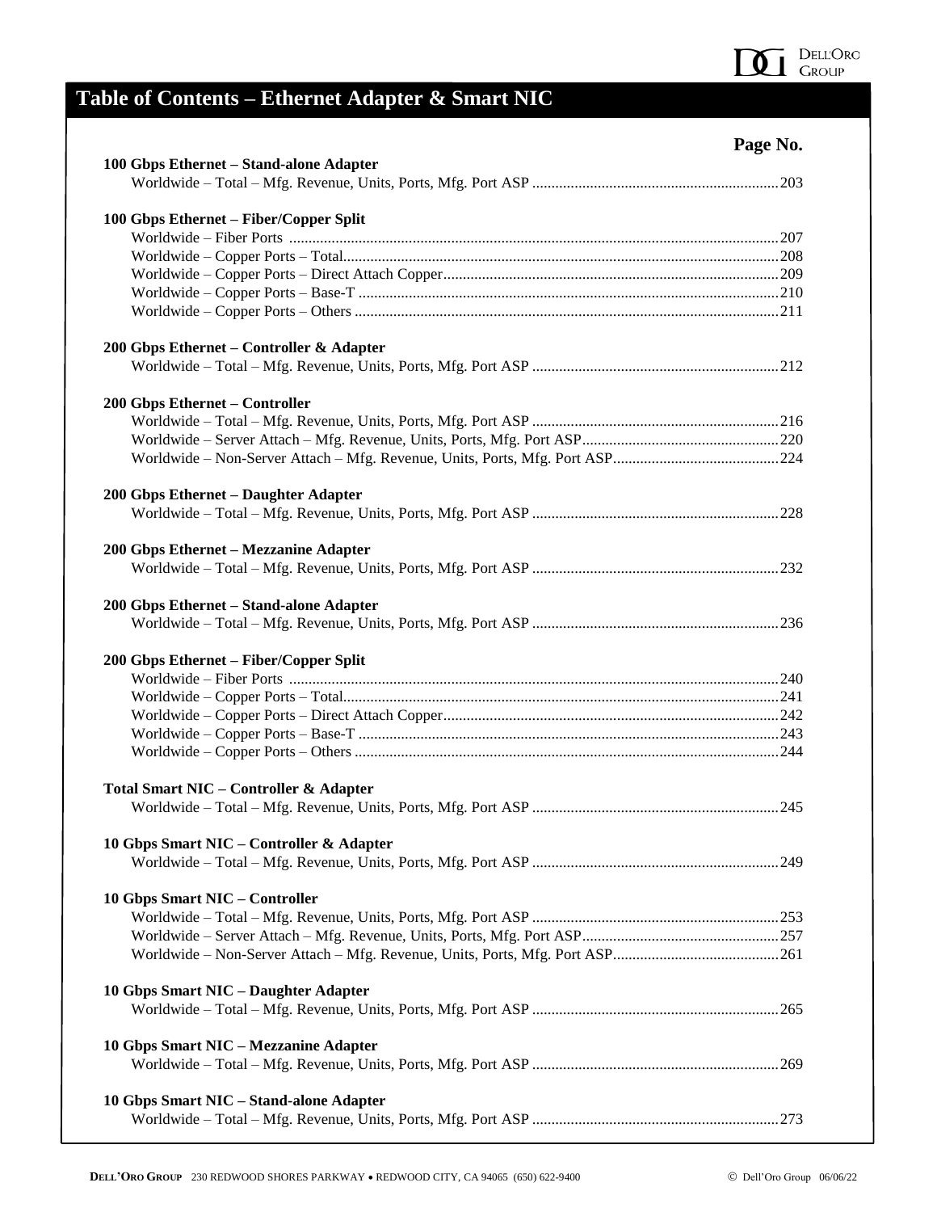# Table of Contents – Ethernet Adapter & Smart NIC

| | Page No. |
|---|---|
| **100 Gbps Ethernet – Stand-alone Adapter** | |
| Worldwide – Total – Mfg. Revenue, Units, Ports, Mfg. Port ASP | 203 |
| **100 Gbps Ethernet – Fiber/Copper Split** | |
| Worldwide – Fiber Ports | 207 |
| Worldwide – Copper Ports – Total | 208 |
| Worldwide – Copper Ports – Direct Attach Copper | 209 |
| Worldwide – Copper Ports – Base-T | 210 |
| Worldwide – Copper Ports – Others | 211 |
| **200 Gbps Ethernet – Controller & Adapter** | |
| Worldwide – Total – Mfg. Revenue, Units, Ports, Mfg. Port ASP | 212 |
| **200 Gbps Ethernet – Controller** | |
| Worldwide – Total – Mfg. Revenue, Units, Ports, Mfg. Port ASP | 216 |
| Worldwide – Server Attach – Mfg. Revenue, Units, Ports, Mfg. Port ASP | 220 |
| Worldwide – Non-Server Attach – Mfg. Revenue, Units, Ports, Mfg. Port ASP | 224 |
| **200 Gbps Ethernet – Daughter Adapter** | |
| Worldwide – Total – Mfg. Revenue, Units, Ports, Mfg. Port ASP | 228 |
| **200 Gbps Ethernet – Mezzanine Adapter** | |
| Worldwide – Total – Mfg. Revenue, Units, Ports, Mfg. Port ASP | 232 |
| **200 Gbps Ethernet – Stand-alone Adapter** | |
| Worldwide – Total – Mfg. Revenue, Units, Ports, Mfg. Port ASP | 236 |
| **200 Gbps Ethernet – Fiber/Copper Split** | |
| Worldwide – Fiber Ports | 240 |
| Worldwide – Copper Ports – Total | 241 |
| Worldwide – Copper Ports – Direct Attach Copper | 242 |
| Worldwide – Copper Ports – Base-T | 243 |
| Worldwide – Copper Ports – Others | 244 |
| **Total Smart NIC – Controller & Adapter** | |
| Worldwide – Total – Mfg. Revenue, Units, Ports, Mfg. Port ASP | 245 |
| **10 Gbps Smart NIC – Controller & Adapter** | |
| Worldwide – Total – Mfg. Revenue, Units, Ports, Mfg. Port ASP | 249 |
| **10 Gbps Smart NIC – Controller** | |
| Worldwide – Total – Mfg. Revenue, Units, Ports, Mfg. Port ASP | 253 |
| Worldwide – Server Attach – Mfg. Revenue, Units, Ports, Mfg. Port ASP | 257 |
| Worldwide – Non-Server Attach – Mfg. Revenue, Units, Ports, Mfg. Port ASP | 261 |
| **10 Gbps Smart NIC – Daughter Adapter** | |
| Worldwide – Total – Mfg. Revenue, Units, Ports, Mfg. Port ASP | 265 |
| **10 Gbps Smart NIC – Mezzanine Adapter** | |
| Worldwide – Total – Mfg. Revenue, Units, Ports, Mfg. Port ASP | 269 |
| **10 Gbps Smart NIC – Stand-alone Adapter** | |
| Worldwide – Total – Mfg. Revenue, Units, Ports, Mfg. Port ASP | 273 |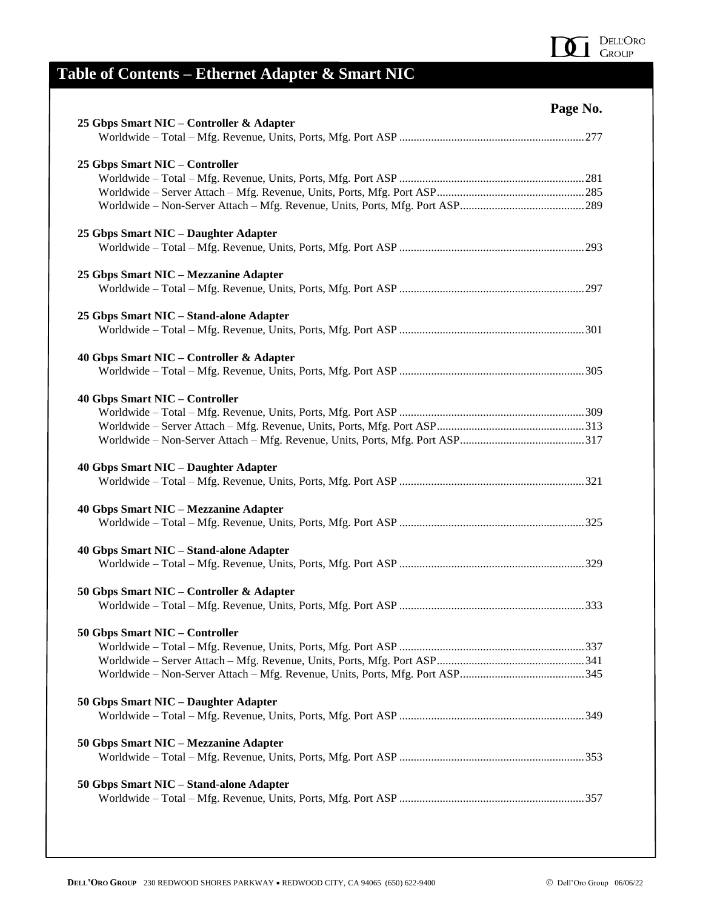# Table of Contents – Ethernet Adapter & Smart NIC

**Page No.**

**25 Gbps Smart NIC – Controller & Adapter**
Worldwide – Total – Mfg. Revenue, Units, Ports, Mfg. Port ASP ....................................................................277

**25 Gbps Smart NIC – Controller**
Worldwide – Total – Mfg. Revenue, Units, Ports, Mfg. Port ASP ....................................................................281
Worldwide – Server Attach – Mfg. Revenue, Units, Ports, Mfg. Port ASP..................................................285
Worldwide – Non-Server Attach – Mfg. Revenue, Units, Ports, Mfg. Port ASP..........................................289

**25 Gbps Smart NIC – Daughter Adapter**
Worldwide – Total – Mfg. Revenue, Units, Ports, Mfg. Port ASP ....................................................................293

**25 Gbps Smart NIC – Mezzanine Adapter**
Worldwide – Total – Mfg. Revenue, Units, Ports, Mfg. Port ASP ....................................................................297

**25 Gbps Smart NIC – Stand-alone Adapter**
Worldwide – Total – Mfg. Revenue, Units, Ports, Mfg. Port ASP ....................................................................301

**40 Gbps Smart NIC – Controller & Adapter**
Worldwide – Total – Mfg. Revenue, Units, Ports, Mfg. Port ASP ....................................................................305

**40 Gbps Smart NIC – Controller**
Worldwide – Total – Mfg. Revenue, Units, Ports, Mfg. Port ASP ....................................................................309
Worldwide – Server Attach – Mfg. Revenue, Units, Ports, Mfg. Port ASP..................................................313
Worldwide – Non-Server Attach – Mfg. Revenue, Units, Ports, Mfg. Port ASP..........................................317

**40 Gbps Smart NIC – Daughter Adapter**
Worldwide – Total – Mfg. Revenue, Units, Ports, Mfg. Port ASP ....................................................................321

**40 Gbps Smart NIC – Mezzanine Adapter**
Worldwide – Total – Mfg. Revenue, Units, Ports, Mfg. Port ASP ....................................................................325

**40 Gbps Smart NIC – Stand-alone Adapter**
Worldwide – Total – Mfg. Revenue, Units, Ports, Mfg. Port ASP ....................................................................329

**50 Gbps Smart NIC – Controller & Adapter**
Worldwide – Total – Mfg. Revenue, Units, Ports, Mfg. Port ASP ....................................................................333

**50 Gbps Smart NIC – Controller**
Worldwide – Total – Mfg. Revenue, Units, Ports, Mfg. Port ASP ....................................................................337
Worldwide – Server Attach – Mfg. Revenue, Units, Ports, Mfg. Port ASP..................................................341
Worldwide – Non-Server Attach – Mfg. Revenue, Units, Ports, Mfg. Port ASP..........................................345

**50 Gbps Smart NIC – Daughter Adapter**
Worldwide – Total – Mfg. Revenue, Units, Ports, Mfg. Port ASP ....................................................................349

**50 Gbps Smart NIC – Mezzanine Adapter**
Worldwide – Total – Mfg. Revenue, Units, Ports, Mfg. Port ASP ....................................................................353

**50 Gbps Smart NIC – Stand-alone Adapter**
Worldwide – Total – Mfg. Revenue, Units, Ports, Mfg. Port ASP ....................................................................357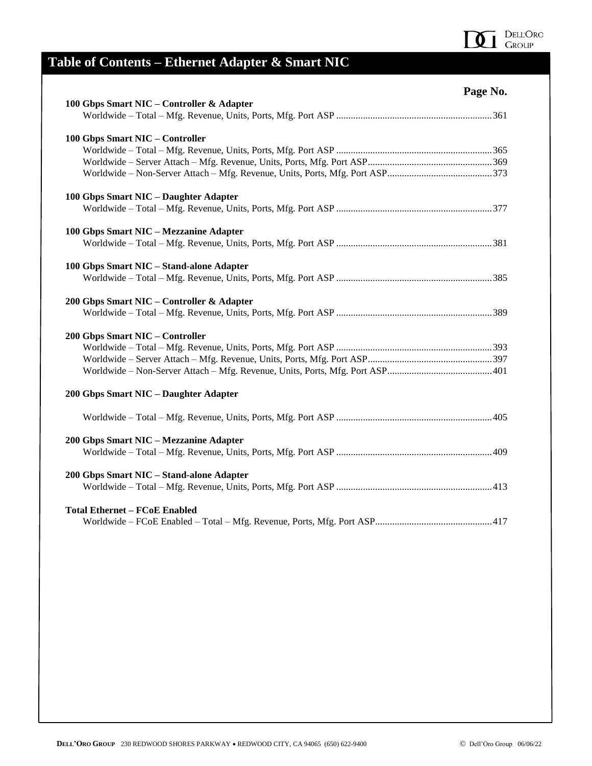# Table of Contents – Ethernet Adapter & Smart NIC

**Page No.**

**100 Gbps Smart NIC – Controller & Adapter**

Worldwide – Total – Mfg. Revenue, Units, Ports, Mfg. Port ASP ................................................................ 361

**100 Gbps Smart NIC – Controller**

Worldwide – Total – Mfg. Revenue, Units, Ports, Mfg. Port ASP ................................................................ 365
Worldwide – Server Attach – Mfg. Revenue, Units, Ports, Mfg. Port ASP.................................................. 369
Worldwide – Non-Server Attach – Mfg. Revenue, Units, Ports, Mfg. Port ASP........................................... 373

**100 Gbps Smart NIC – Daughter Adapter**

Worldwide – Total – Mfg. Revenue, Units, Ports, Mfg. Port ASP ................................................................ 377

**100 Gbps Smart NIC – Mezzanine Adapter**

Worldwide – Total – Mfg. Revenue, Units, Ports, Mfg. Port ASP ................................................................ 381

**100 Gbps Smart NIC – Stand-alone Adapter**

Worldwide – Total – Mfg. Revenue, Units, Ports, Mfg. Port ASP ................................................................ 385

**200 Gbps Smart NIC – Controller & Adapter**

Worldwide – Total – Mfg. Revenue, Units, Ports, Mfg. Port ASP ................................................................ 389

**200 Gbps Smart NIC – Controller**

Worldwide – Total – Mfg. Revenue, Units, Ports, Mfg. Port ASP ................................................................ 393
Worldwide – Server Attach – Mfg. Revenue, Units, Ports, Mfg. Port ASP.................................................. 397
Worldwide – Non-Server Attach – Mfg. Revenue, Units, Ports, Mfg. Port ASP........................................... 401

**200 Gbps Smart NIC – Daughter Adapter**

Worldwide – Total – Mfg. Revenue, Units, Ports, Mfg. Port ASP ................................................................ 405

**200 Gbps Smart NIC – Mezzanine Adapter**

Worldwide – Total – Mfg. Revenue, Units, Ports, Mfg. Port ASP ................................................................ 409

**200 Gbps Smart NIC – Stand-alone Adapter**

Worldwide – Total – Mfg. Revenue, Units, Ports, Mfg. Port ASP ................................................................ 413

**Total Ethernet – FCoE Enabled**

Worldwide – FCoE Enabled – Total – Mfg. Revenue, Ports, Mfg. Port ASP................................................ 417